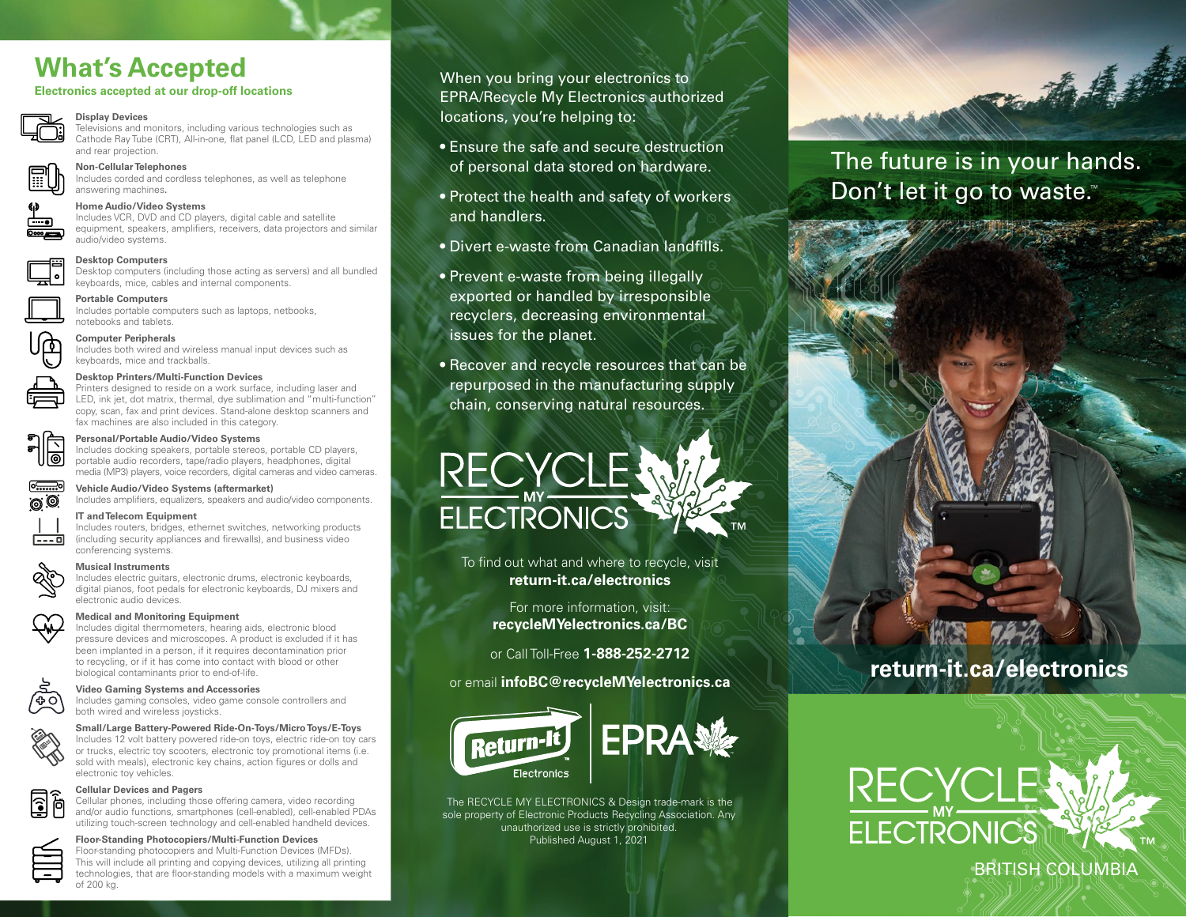# What's Accepted

**Electronics accepted at our drop-off locations**

**Display Devices**
Televisions and monitors, including various technologies such as Cathode Ray Tube (CRT), All-in-one, flat panel (LCD, LED and plasma) and rear projection.

**Non-Cellular Telephones**
Includes corded and cordless telephones, as well as telephone answering machines.

**Home Audio/Video Systems**
Includes VCR, DVD and CD players, digital cable and satellite equipment, speakers, amplifiers, receivers, data projectors and similar audio/video systems.

**Desktop Computers**
Desktop computers (including those acting as servers) and all bundled keyboards, mice, cables and internal components.

**Portable Computers**
Includes portable computers such as laptops, netbooks, notebooks and tablets.

**Computer Peripherals**
Includes both wired and wireless manual input devices such as keyboards, mice and trackballs.

**Desktop Printers/Multi-Function Devices**
Printers designed to reside on a work surface, including laser and LED, ink jet, dot matrix, thermal, dye sublimation and "multi-function" copy, scan, fax and print devices. Stand-alone desktop scanners and fax machines are also included in this category.

**Personal/Portable Audio/Video Systems**
Includes docking speakers, portable stereos, portable CD players, portable audio recorders, tape/radio players, headphones, digital media (MP3) players, voice recorders, digital cameras and video cameras.

**Vehicle Audio/Video Systems (aftermarket)**
Includes amplifiers, equalizers, speakers and audio/video components.

**IT and Telecom Equipment**
Includes routers, bridges, ethernet switches, networking products (including security appliances and firewalls), and business video conferencing systems.

**Musical Instruments**
Includes electric guitars, electronic drums, electronic keyboards, digital pianos, foot pedals for electronic keyboards, DJ mixers and electronic audio devices.

**Medical and Monitoring Equipment**
Includes digital thermometers, hearing aids, electronic blood pressure devices and microscopes. A product is excluded if it has been implanted in a person, if it requires decontamination prior to recycling, or if it has come into contact with blood or other biological contaminants prior to end-of-life.

**Video Gaming Systems and Accessories**
Includes gaming consoles, video game console controllers and both wired and wireless joysticks.

**Small/Large Battery-Powered Ride-On-Toys/Micro Toys/E-Toys**
Includes 12 volt battery powered ride-on toys, electric ride-on toy cars or trucks, electric toy scooters, electronic toy promotional items (i.e. sold with meals), electronic key chains, action figures or dolls and electronic toy vehicles.

**Cellular Devices and Pagers**
Cellular phones, including those offering camera, video recording and/or audio functions, smartphones (cell-enabled), cell-enabled PDAs utilizing touch-screen technology and cell-enabled handheld devices.

**Floor-Standing Photocopiers/Multi-Function Devices**
Floor-standing photocopiers and Multi-Function Devices (MFDs). This will include all printing and copying devices, utilizing all printing technologies, that are floor-standing models with a maximum weight of 200 kg.

When you bring your electronics to EPRA/Recycle My Electronics authorized locations, you're helping to:

- Ensure the safe and secure destruction of personal data stored on hardware.
- Protect the health and safety of workers and handlers.
- Divert e-waste from Canadian landfills.
- Prevent e-waste from being illegally exported or handled by irresponsible recyclers, decreasing environmental issues for the planet.
- Recover and recycle resources that can be repurposed in the manufacturing supply chain, conserving natural resources.

RECYCLE MY ELECTRONICS™

To find out what and where to recycle, visit
**return-it.ca/electronics**

For more information, visit:
**recycleMYelectronics.ca/BC**

or Call Toll-Free **1-888-252-2712**

or email **infoBC@recycleMYelectronics.ca**

Return-It Electronics | EPRA

The RECYCLE MY ELECTRONICS & Design trade-mark is the sole property of Electronic Products Recycling Association. Any unauthorized use is strictly prohibited.
Published August 1, 2021

The future is in your hands.
Don't let it go to waste.™

**return-it.ca/electronics**

RECYCLE MY ELECTRONICS™
BRITISH COLUMBIA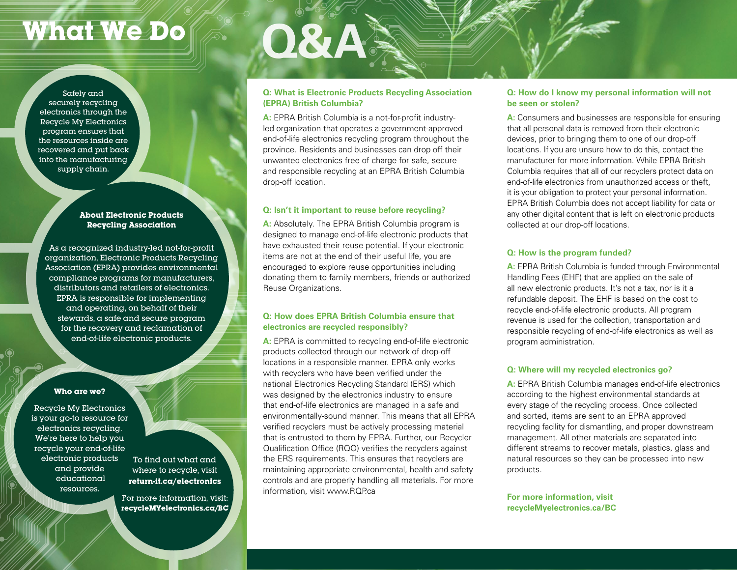# What We Do

Safely and securely recycling electronics through the Recycle My Electronics program ensures that the resources inside are recovered and put back into the manufacturing supply chain.

**About Electronic Products Recycling Association**

As a recognized industry-led not-for-profit organization, Electronic Products Recycling Association (EPRA) provides environmental compliance programs for manufacturers, distributors and retailers of electronics. EPRA is responsible for implementing and operating, on behalf of their stewards, a safe and secure program for the recovery and reclamation of end-of-life electronic products.

**Who are we?**

Recycle My Electronics is your go-to resource for electronics recycling. We're here to help you recycle your end-of-life electronic products and provide educational resources.

To find out what and where to recycle, visit **return-it.ca/electronics**

For more information, visit: **recycleMYelectronics.ca/BC**

# Q&A

**Q: What is Electronic Products Recycling Association (EPRA) British Columbia?**

**A:** EPRA British Columbia is a not-for-profit industry-led organization that operates a government-approved end-of-life electronics recycling program throughout the province. Residents and businesses can drop off their unwanted electronics free of charge for safe, secure and responsible recycling at an EPRA British Columbia drop-off location.

**Q: Isn't it important to reuse before recycling?**

**A:** Absolutely. The EPRA British Columbia program is designed to manage end-of-life electronic products that have exhausted their reuse potential. If your electronic items are not at the end of their useful life, you are encouraged to explore reuse opportunities including donating them to family members, friends or authorized Reuse Organizations.

**Q: How does EPRA British Columbia ensure that electronics are recycled responsibly?**

**A:** EPRA is committed to recycling end-of-life electronic products collected through our network of drop-off locations in a responsible manner. EPRA only works with recyclers who have been verified under the national Electronics Recycling Standard (ERS) which was designed by the electronics industry to ensure that end-of-life electronics are managed in a safe and environmentally-sound manner. This means that all EPRA verified recyclers must be actively processing material that is entrusted to them by EPRA. Further, our Recycler Qualification Office (RQO) verifies the recyclers against the ERS requirements. This ensures that recyclers are maintaining appropriate environmental, health and safety controls and are properly handling all materials. For more information, visit www.RQP.ca

**Q: How do I know my personal information will not be seen or stolen?**

**A:** Consumers and businesses are responsible for ensuring that all personal data is removed from their electronic devices, prior to bringing them to one of our drop-off locations. If you are unsure how to do this, contact the manufacturer for more information. While EPRA British Columbia requires that all of our recyclers protect data on end-of-life electronics from unauthorized access or theft, it is your obligation to protect your personal information. EPRA British Columbia does not accept liability for data or any other digital content that is left on electronic products collected at our drop-off locations.

**Q: How is the program funded?**

**A:** EPRA British Columbia is funded through Environmental Handling Fees (EHF) that are applied on the sale of all new electronic products. It's not a tax, nor is it a refundable deposit. The EHF is based on the cost to recycle end-of-life electronic products. All program revenue is used for the collection, transportation and responsible recycling of end-of-life electronics as well as program administration.

**Q: Where will my recycled electronics go?**

**A:** EPRA British Columbia manages end-of-life electronics according to the highest environmental standards at every stage of the recycling process. Once collected and sorted, items are sent to an EPRA approved recycling facility for dismantling, and proper downstream management. All other materials are separated into different streams to recover metals, plastics, glass and natural resources so they can be processed into new products.

**For more information, visit recycleMyelectronics.ca/BC**